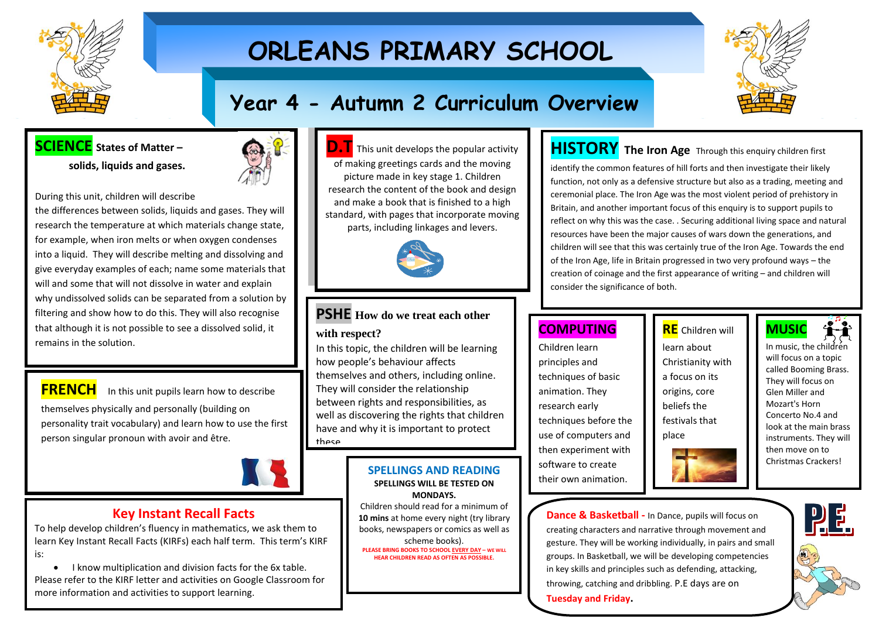# ORLEANS PRIMARY SCHOOL

## Year 4 - Autumn 2 Curriculum Overview

### SCIENCE States of Matter – solids, liquids and gases.

During this unit, children will describe the differences between solids, liquids and gases. They will research the temperature at which materials change state, for example, when iron melts or when oxygen condenses into a liquid. They will describe melting and dissolving and give everyday examples of each; name some materials that will and some that will not dissolve in water and explain why undissolved solids can be separated from a solution by filtering and show how to do this. They will also recognise that although it is not possible to see a dissolved solid, it remains in the solution.

### FRENCH

In this unit pupils learn how to describe themselves physically and personally (building on personality trait vocabulary) and learn how to use the first person singular pronoun with avoir and être.

### Key Instant Recall Facts

To help develop children's fluency in mathematics, we ask them to learn Key Instant Recall Facts (KIRFs) each half term. This term's KIRF is:

- I know multiplication and division facts for the 6x table.

Please refer to the KIRF letter and activities on Google Classroom for more information and activities to support learning.

### D.T

This unit develops the popular activity of making greetings cards and the moving picture made in key stage 1. Children research the content of the book and design and make a book that is finished to a high standard, with pages that incorporate moving parts, including linkages and levers.

### PSHE How do we treat each other with respect?

In this topic, the children will be learning how people's behaviour affects themselves and others, including online. They will consider the relationship between rights and responsibilities, as well as discovering the rights that children have and why it is important to protect these

### SPELLINGS AND READING

**SPELLINGS WILL BE TESTED ON MONDAYS.**

Children should read for a minimum of **10 mins** at home every night (try library books, newspapers or comics as well as scheme books).

**PLEASE BRING BOOKS TO SCHOOL EVERY DAY – WE WILL HEAR CHILDREN READ AS OFTEN AS POSSIBLE.**

### HISTORY The Iron Age

Through this enquiry children first identify the common features of hill forts and then investigate their likely function, not only as a defensive structure but also as a trading, meeting and ceremonial place. The Iron Age was the most violent period of prehistory in Britain, and another important focus of this enquiry is to support pupils to reflect on why this was the case. . Securing additional living space and natural resources have been the major causes of wars down the generations, and children will see that this was certainly true of the Iron Age. Towards the end of the Iron Age, life in Britain progressed in two very profound ways – the creation of coinage and the first appearance of writing – and children will consider the significance of both.

### COMPUTING

Children learn principles and techniques of basic animation. They research early techniques before the use of computers and then experiment with software to create their own animation.

### RE

Children will learn about Christianity with a focus on its origins, core beliefs the festivals that place

### MUSIC

In music, the children will focus on a topic called Booming Brass. They will focus on Glen Miller and Mozart's Horn Concerto No.4 and look at the main brass instruments. They will then move on to Christmas Crackers!

### P.E.

**Dance & Basketball -** In Dance, pupils will focus on creating characters and narrative through movement and gesture. They will be working individually, in pairs and small groups. In Basketball, we will be developing competencies in key skills and principles such as defending, attacking, throwing, catching and dribbling. P.E days are on **Tuesday and Friday.**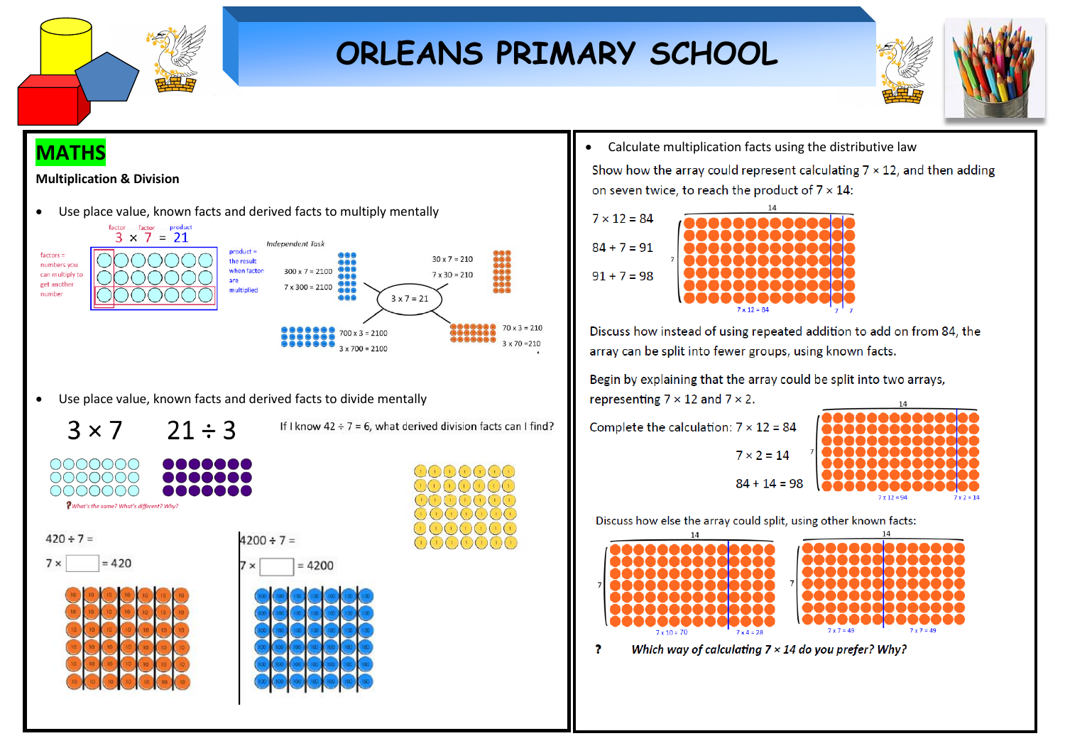# ORLEANS PRIMARY SCHOOL

## MATHS

### Multiplication & Division

- Use place value, known facts and derived facts to multiply mentally

factor factor product

$3 \times 7 = 21$

factors = numbers you can multiply to get another number

product = the result when factors are multiplied

*Independent Task*

$3 \times 7 = 21$

$300 \times 7 = 2100$

$7 \times 300 = 2100$

$30 \times 7 = 210$

$7 \times 30 = 210$

$700 \times 3 = 2100$

$3 \times 700 = 2100$

$70 \times 3 = 210$

$3 \times 70 = 210$

- Use place value, known facts and derived facts to divide mentally

$3 \times 7$ $\quad$ $21 \div 3$

If I know $42 \div 7 = 6$, what derived division facts can I find?

? *What's the same? What's different? Why?*

$420 \div 7 =$

$7 \times$ ☐ $= 420$

$4200 \div 7 =$

$7 \times$ ☐ $= 4200$

- Calculate multiplication facts using the distributive law

Show how the array could represent calculating $7 \times 12$, and then adding on seven twice, to reach the product of $7 \times 14$:

$7 \times 12 = 84$

$84 + 7 = 91$

$91 + 7 = 98$

Discuss how instead of using repeated addition to add on from 84, the array can be split into fewer groups, using known facts.

Begin by explaining that the array could be split into two arrays, representing $7 \times 12$ and $7 \times 2$.

Complete the calculation: $7 \times 12 = 84$

$7 \times 2 = 14$

$84 + 14 = 98$

Discuss how else the array could split, using other known facts:

$7 \times 10 = 70$ $\quad$ $7 \times 4 = 28$

$7 \times 7 = 49$ $\quad$ $7 \times 7 = 49$

? *Which way of calculating $7 \times 14$ do you prefer? Why?*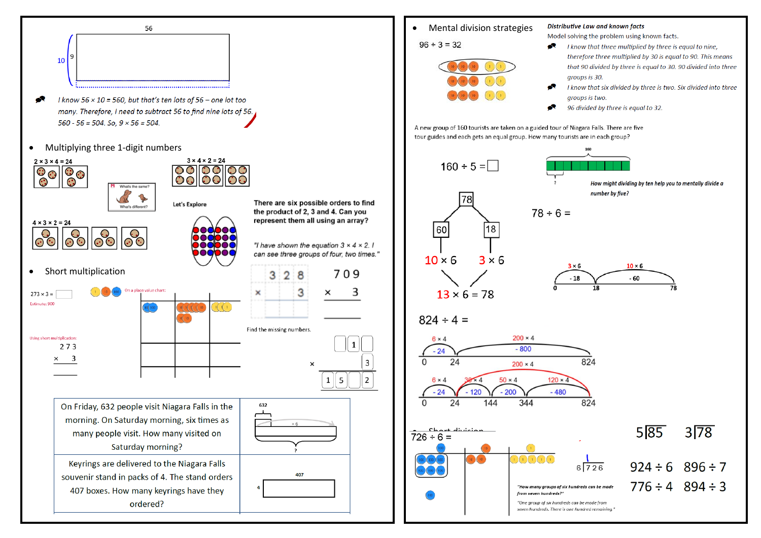56

10 | 9

*I know 56 × 10 = 560, but that's ten lots of 56 – one lot too many. Therefore, I need to subtract 56 to find nine lots of 56. 560 - 56 = 504. So, 9 × 56 = 504.*

- Multiplying three 1-digit numbers

2 × 3 × 4 = 24

3 × 4 × 2 = 24

What's the same? What's different?

4 × 3 × 2 = 24

Let's Explore

**There are six possible orders to find the product of 2, 3 and 4. Can you represent them all using an array?**

*"I have shown the equation 3 × 4 × 2. I can see three groups of four, two times."*

- Short multiplication

273 × 3 =

Estimate: 900

On a place value chart:

Using short multiplication:

```
  2 7 3
×     3
```

```
  3 2 8
×     3
```

```
  7 0 9
×     3
```

Find the missing numbers.

```
    □ 1 □
×       3
  1 5 □ 2
```

| | |
|---|---|
| On Friday, 632 people visit Niagara Falls in the morning. On Saturday morning, six times as many people visit. How many visited on Saturday morning? | 632, × 6, ? |
| Keyrings are delivered to the Niagara Falls souvenir stand in packs of 4. The stand orders 407 boxes. How many keyrings have they ordered? | 407, 4 |

- Mental division strategies

96 ÷ 3 = 32

*Distributive Law and known facts*

Model solving the problem using known facts.

*I know that three multiplied by three is equal to nine, therefore three multiplied by 30 is equal to 90. This means that 90 divided by three is equal to 30. 90 divided into three groups is 30.*

*I know that six divided by three is two. Six divided into three groups is two.*

*96 divided by three is equal to 32.*

A new group of 160 tourists are taken on a guided tour of Niagara Falls. There are five tour guides and each gets an equal group. How many tourists are in each group?

160 ÷ 5 = □

160

***How might dividing by ten help you to mentally divide a number by five?***

78 ÷ 6 =

78 → 60, 18

10 × 6    3 × 6

13 × 6 = 78

3 × 6 (- 18), 10 × 6 (- 60): 0, 18, 78

824 ÷ 4 =

6 × 4 (- 24), 200 × 4 (- 800): 0, 24, 824

200 × 4

6 × 4 (- 24), 30 × 4 (- 120), 50 × 4 (- 200), 120 × 4 (- 480): 0, 24, 144, 344, 824

- Short division

726 ÷ 6 =

$6\overline{)726}$

*"How many groups of six hundreds can be made from seven hundreds?"*

*"One group of six hundreds can be made from seven hundreds. There is one hundred remaining."*

$5\overline{)85}$    $3\overline{)78}$

924 ÷ 6    896 ÷ 7

776 ÷ 4    894 ÷ 3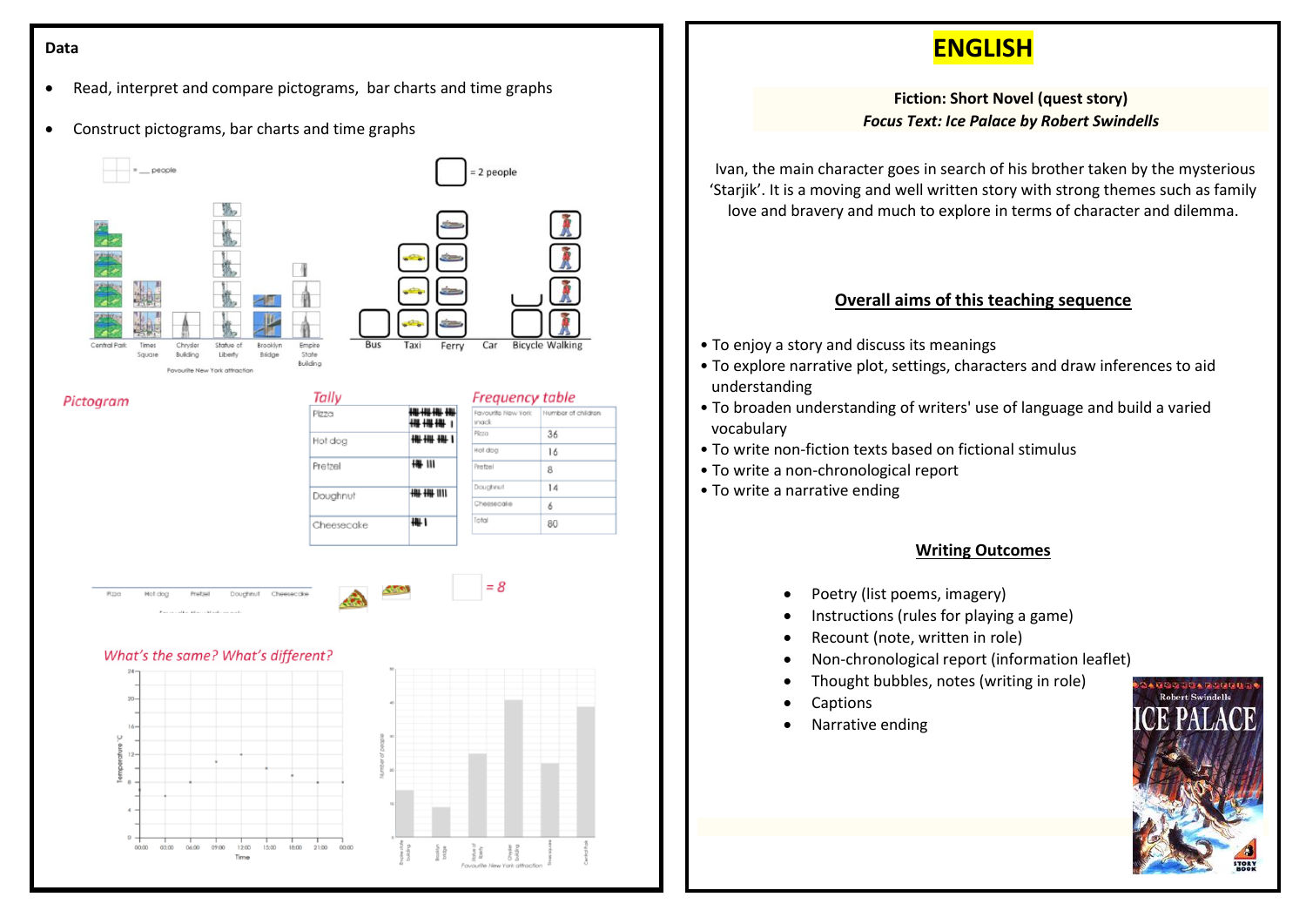**Data**

- Read, interpret and compare pictograms, bar charts and time graphs
- Construct pictograms, bar charts and time graphs

= __ people

Central Park  Times Square  Chrysler Building  Statue of Liberty  Brooklyn Bridge  Empire State Building

Favourite New York attraction

= 2 people

Bus  Taxi  Ferry  Car  Bicycle  Walking

*Pictogram*

*Tally*

| | |
|---|---|
| Pizza | |
| Hot dog | |
| Pretzel | |
| Doughnut | |
| Cheesecake | |

*Frequency table*

| Favourite New York snack | Number of children |
|---|---|
| Pizza | 36 |
| Hot dog | 16 |
| Pretzel | 8 |
| Doughnut | 14 |
| Cheesecake | 6 |
| Total | 80 |

Pizza  Hot dog  Pretzel  Doughnut  Cheesecake

= 8

*What's the same? What's different?*

Temperature °C

24  20  16  12  8  4  0

00:00  03:00  06:00  09:00  12:00  15:00  18:00  21:00  00:00

Time

Number of people

50  40  30  20  10

Empire state building  Brooklyn bridge  Statue of liberty  Chrysler building  Times square  Central Park

Favourite New York attraction

# ENGLISH

**Fiction: Short Novel (quest story)**
***Focus Text: Ice Palace by Robert Swindells***

Ivan, the main character goes in search of his brother taken by the mysterious 'Starjik'. It is a moving and well written story with strong themes such as family love and bravery and much to explore in terms of character and dilemma.

**Overall aims of this teaching sequence**

- To enjoy a story and discuss its meanings
- To explore narrative plot, settings, characters and draw inferences to aid understanding
- To broaden understanding of writers' use of language and build a varied vocabulary
- To write non-fiction texts based on fictional stimulus
- To write a non-chronological report
- To write a narrative ending

**Writing Outcomes**

- Poetry (list poems, imagery)
- Instructions (rules for playing a game)
- Recount (note, written in role)
- Non-chronological report (information leaflet)
- Thought bubbles, notes (writing in role)
- Captions
- Narrative ending